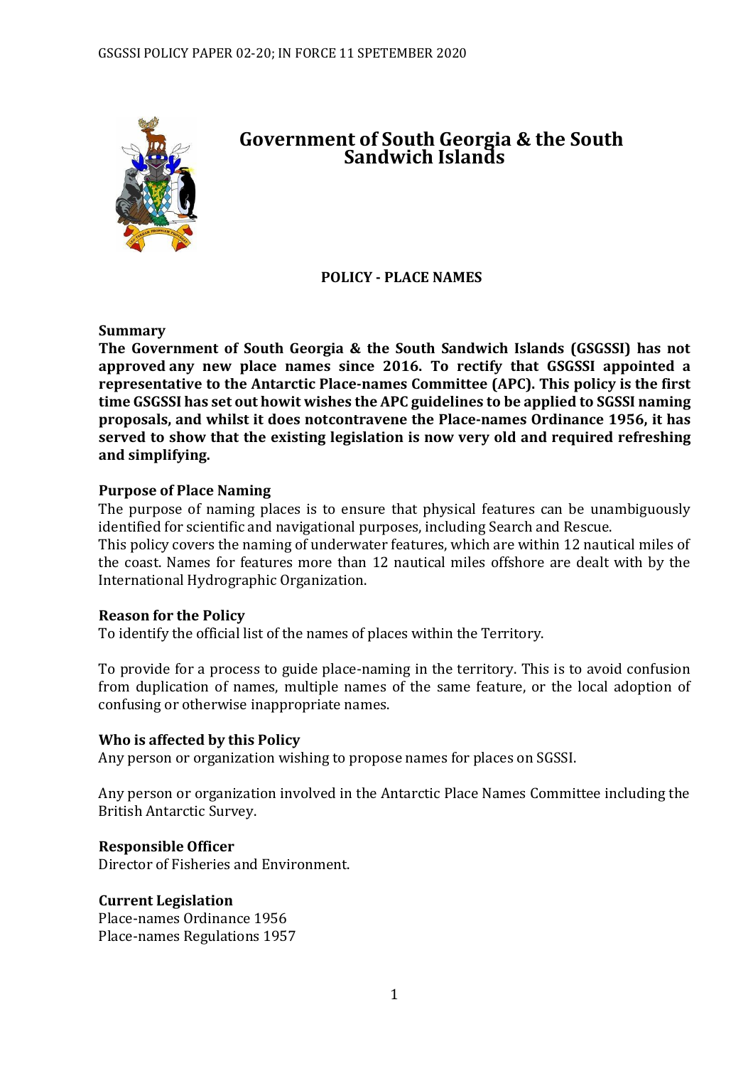# Government of South Georgia & the South Sandwich Islands

## POLICY - PLACE NAMES

**Summary**

**The Government of South Georgia & the South Sandwich Islands (GSGSSI) has not approved any new place names since 2016. To rectify that GSGSSI appointed a representative to the Antarctic Place-names Committee (APC). This policy is the first time GSGSSI has set out howit wishes the APC guidelines to be applied to SGSSI naming proposals, and whilst it does notcontravene the Place-names Ordinance 1956, it has served to show that the existing legislation is now very old and required refreshing and simplifying.**

**Purpose of Place Naming**

The purpose of naming places is to ensure that physical features can be unambiguously identified for scientific and navigational purposes, including Search and Rescue.
This policy covers the naming of underwater features, which are within 12 nautical miles of the coast. Names for features more than 12 nautical miles offshore are dealt with by the International Hydrographic Organization.

**Reason for the Policy**

To identify the official list of the names of places within the Territory.

To provide for a process to guide place-naming in the territory. This is to avoid confusion from duplication of names, multiple names of the same feature, or the local adoption of confusing or otherwise inappropriate names.

**Who is affected by this Policy**

Any person or organization wishing to propose names for places on SGSSI.

Any person or organization involved in the Antarctic Place Names Committee including the British Antarctic Survey.

**Responsible Officer**

Director of Fisheries and Environment.

**Current Legislation**

Place-names Ordinance 1956
Place-names Regulations 1957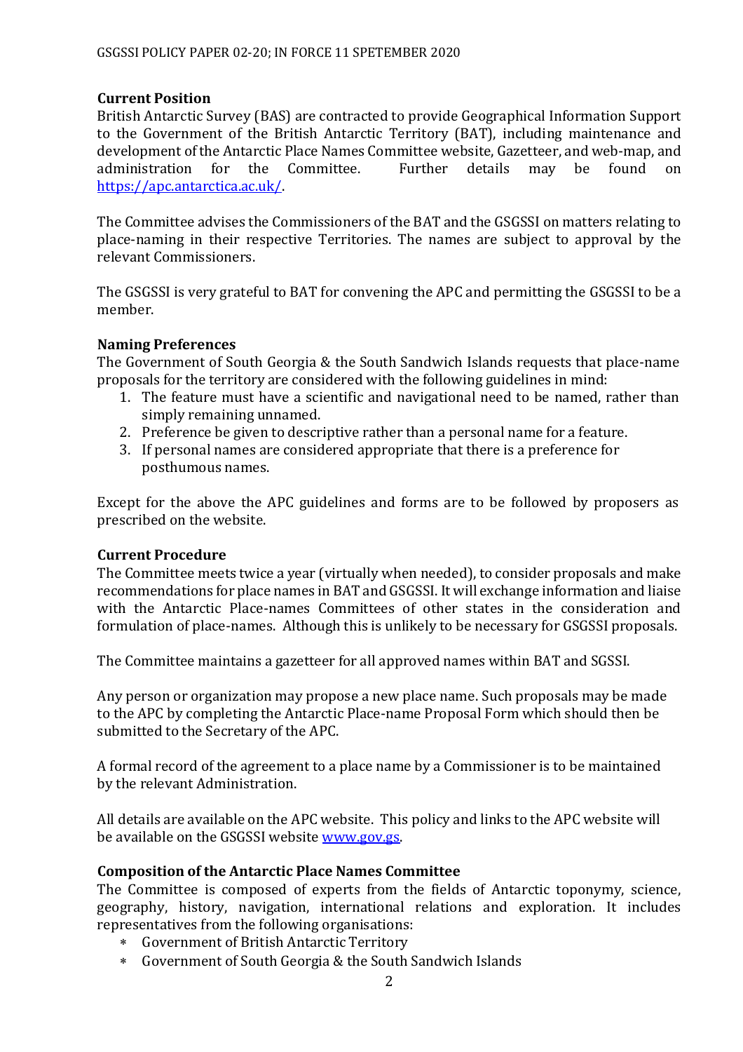**Current Position**
British Antarctic Survey (BAS) are contracted to provide Geographical Information Support to the Government of the British Antarctic Territory (BAT), including maintenance and development of the Antarctic Place Names Committee website, Gazetteer, and web-map, and administration for the Committee. Further details may be found on https://apc.antarctica.ac.uk/.

The Committee advises the Commissioners of the BAT and the GSGSSI on matters relating to place-naming in their respective Territories. The names are subject to approval by the relevant Commissioners.

The GSGSSI is very grateful to BAT for convening the APC and permitting the GSGSSI to be a member.

**Naming Preferences**
The Government of South Georgia & the South Sandwich Islands requests that place-name proposals for the territory are considered with the following guidelines in mind:

1. The feature must have a scientific and navigational need to be named, rather than simply remaining unnamed.
2. Preference be given to descriptive rather than a personal name for a feature.
3. If personal names are considered appropriate that there is a preference for posthumous names.

Except for the above the APC guidelines and forms are to be followed by proposers as prescribed on the website.

**Current Procedure**
The Committee meets twice a year (virtually when needed), to consider proposals and make recommendations for place names in BAT and GSGSSI. It will exchange information and liaise with the Antarctic Place-names Committees of other states in the consideration and formulation of place-names. Although this is unlikely to be necessary for GSGSSI proposals.

The Committee maintains a gazetteer for all approved names within BAT and SGSSI.

Any person or organization may propose a new place name. Such proposals may be made to the APC by completing the Antarctic Place-name Proposal Form which should then be submitted to the Secretary of the APC.

A formal record of the agreement to a place name by a Commissioner is to be maintained by the relevant Administration.

All details are available on the APC website. This policy and links to the APC website will be available on the GSGSSI website www.gov.gs.

**Composition of the Antarctic Place Names Committee**
The Committee is composed of experts from the fields of Antarctic toponymy, science, geography, history, navigation, international relations and exploration. It includes representatives from the following organisations:

* Government of British Antarctic Territory
* Government of South Georgia & the South Sandwich Islands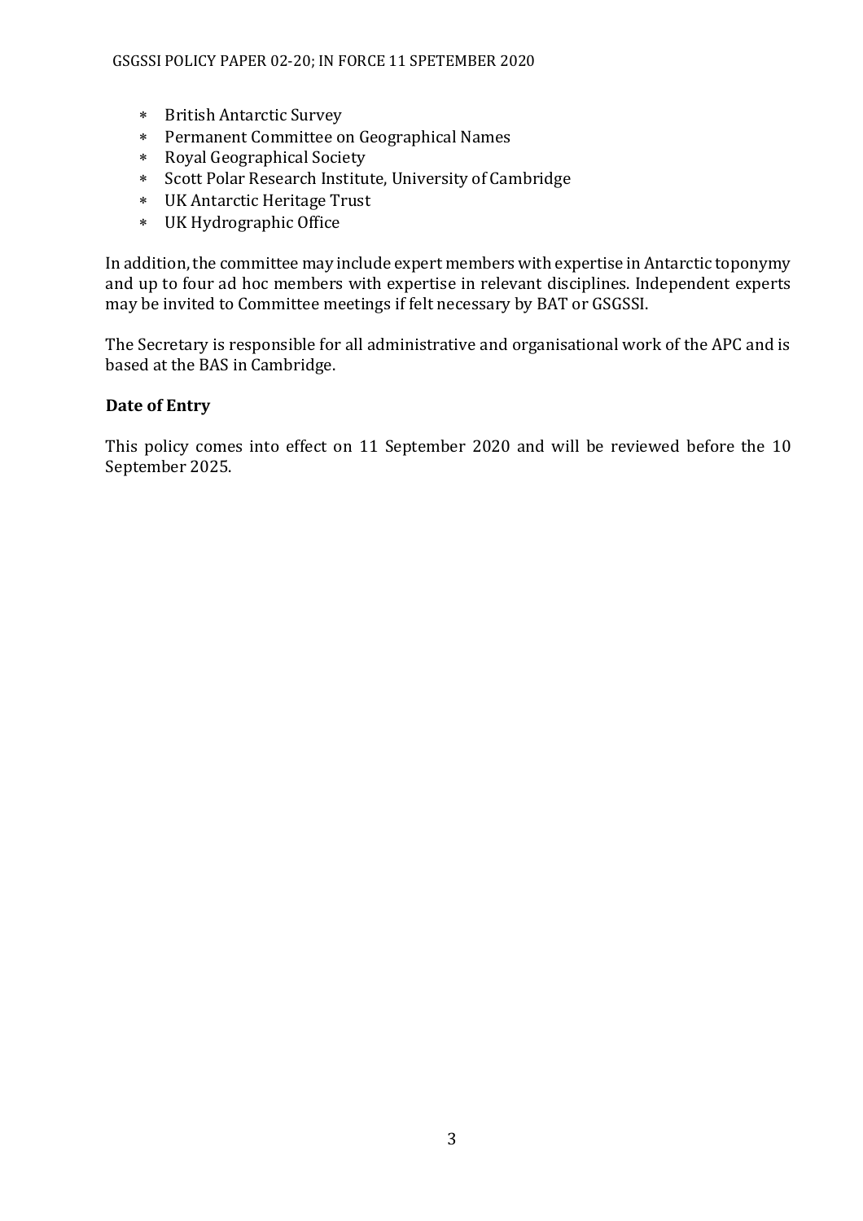* British Antarctic Survey
* Permanent Committee on Geographical Names
* Royal Geographical Society
* Scott Polar Research Institute, University of Cambridge
* UK Antarctic Heritage Trust
* UK Hydrographic Office

In addition, the committee may include expert members with expertise in Antarctic toponymy and up to four ad hoc members with expertise in relevant disciplines. Independent experts may be invited to Committee meetings if felt necessary by BAT or GSGSSI.

The Secretary is responsible for all administrative and organisational work of the APC and is based at the BAS in Cambridge.

**Date of Entry**

This policy comes into effect on 11 September 2020 and will be reviewed before the 10 September 2025.